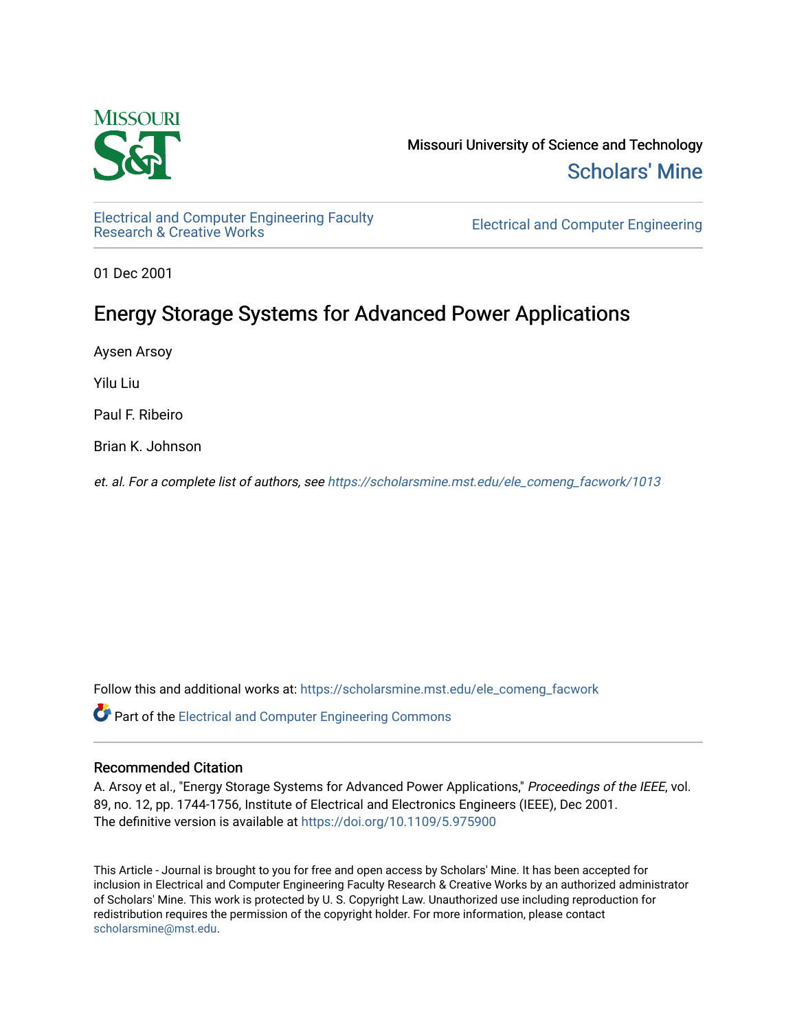Missouri University of Science and Technology

Scholars' Mine

Electrical and Computer Engineering Faculty Research & Creative Works

Electrical and Computer Engineering

01 Dec 2001

# Energy Storage Systems for Advanced Power Applications

Aysen Arsoy

Yilu Liu

Paul F. Ribeiro

Brian K. Johnson

*et. al. For a complete list of authors, see https://scholarsmine.mst.edu/ele_comeng_facwork/1013*

Follow this and additional works at: https://scholarsmine.mst.edu/ele_comeng_facwork

Part of the Electrical and Computer Engineering Commons

## Recommended Citation

A. Arsoy et al., "Energy Storage Systems for Advanced Power Applications," *Proceedings of the IEEE*, vol. 89, no. 12, pp. 1744-1756, Institute of Electrical and Electronics Engineers (IEEE), Dec 2001.
The definitive version is available at https://doi.org/10.1109/5.975900

This Article - Journal is brought to you for free and open access by Scholars' Mine. It has been accepted for inclusion in Electrical and Computer Engineering Faculty Research & Creative Works by an authorized administrator of Scholars' Mine. This work is protected by U. S. Copyright Law. Unauthorized use including reproduction for redistribution requires the permission of the copyright holder. For more information, please contact scholarsmine@mst.edu.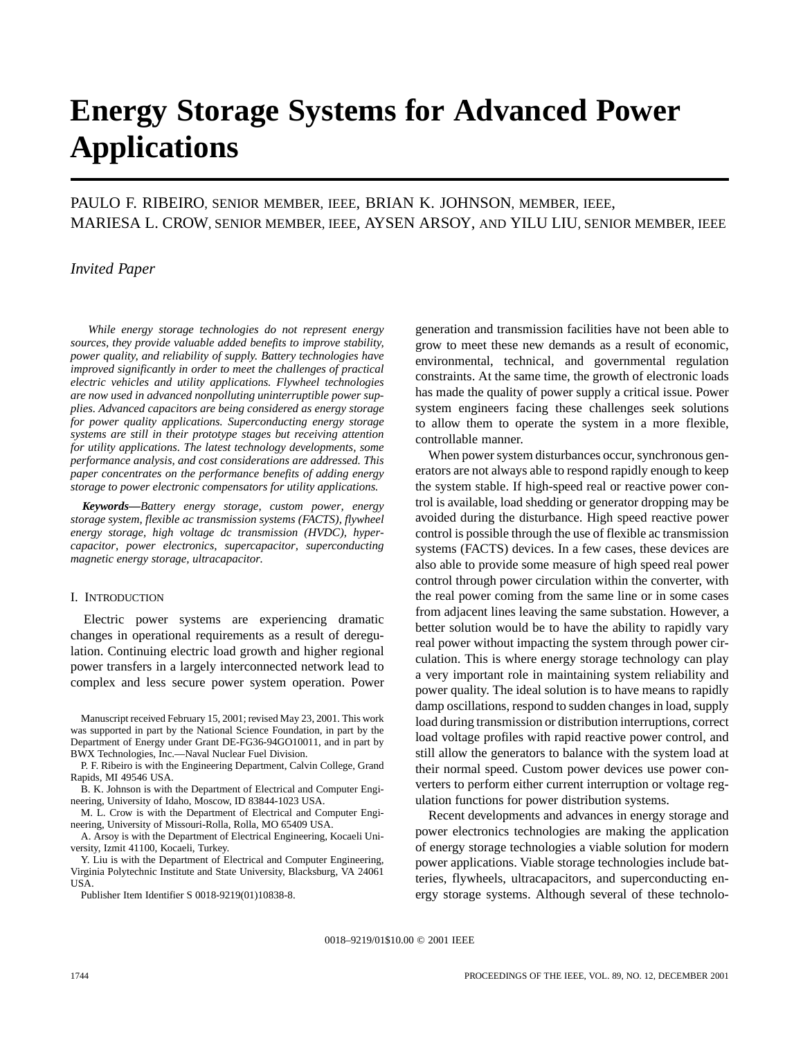# Energy Storage Systems for Advanced Power Applications

PAULO F. RIBEIRO, SENIOR MEMBER, IEEE, BRIAN K. JOHNSON, MEMBER, IEEE, MARIESA L. CROW, SENIOR MEMBER, IEEE, AYSEN ARSOY, AND YILU LIU, SENIOR MEMBER, IEEE

*Invited Paper*

*While energy storage technologies do not represent energy sources, they provide valuable added benefits to improve stability, power quality, and reliability of supply. Battery technologies have improved significantly in order to meet the challenges of practical electric vehicles and utility applications. Flywheel technologies are now used in advanced nonpolluting uninterruptible power supplies. Advanced capacitors are being considered as energy storage for power quality applications. Superconducting energy storage systems are still in their prototype stages but receiving attention for utility applications. The latest technology developments, some performance analysis, and cost considerations are addressed. This paper concentrates on the performance benefits of adding energy storage to power electronic compensators for utility applications.*

***Keywords*—*Battery energy storage, custom power, energy storage system, flexible ac transmission systems (FACTS), flywheel energy storage, high voltage dc transmission (HVDC), hypercapacitor, power electronics, supercapacitor, superconducting magnetic energy storage, ultracapacitor.***

## I. Introduction

Electric power systems are experiencing dramatic changes in operational requirements as a result of deregulation. Continuing electric load growth and higher regional power transfers in a largely interconnected network lead to complex and less secure power system operation. Power generation and transmission facilities have not been able to grow to meet these new demands as a result of economic, environmental, technical, and governmental regulation constraints. At the same time, the growth of electronic loads has made the quality of power supply a critical issue. Power system engineers facing these challenges seek solutions to allow them to operate the system in a more flexible, controllable manner.

When power system disturbances occur, synchronous generators are not always able to respond rapidly enough to keep the system stable. If high-speed real or reactive power control is available, load shedding or generator dropping may be avoided during the disturbance. High speed reactive power control is possible through the use of flexible ac transmission systems (FACTS) devices. In a few cases, these devices are also able to provide some measure of high speed real power control through power circulation within the converter, with the real power coming from the same line or in some cases from adjacent lines leaving the same substation. However, a better solution would be to have the ability to rapidly vary real power without impacting the system through power circulation. This is where energy storage technology can play a very important role in maintaining system reliability and power quality. The ideal solution is to have means to rapidly damp oscillations, respond to sudden changes in load, supply load during transmission or distribution interruptions, correct load voltage profiles with rapid reactive power control, and still allow the generators to balance with the system load at their normal speed. Custom power devices use power converters to perform either current interruption or voltage regulation functions for power distribution systems.

Recent developments and advances in energy storage and power electronics technologies are making the application of energy storage technologies a viable solution for modern power applications. Viable storage technologies include batteries, flywheels, ultracapacitors, and superconducting energy storage systems. Although several of these technolo-

Manuscript received February 15, 2001; revised May 23, 2001. This work was supported in part by the National Science Foundation, in part by the Department of Energy under Grant DE-FG36-94GO10011, and in part by BWX Technologies, Inc.—Naval Nuclear Fuel Division.

P. F. Ribeiro is with the Engineering Department, Calvin College, Grand Rapids, MI 49546 USA.

B. K. Johnson is with the Department of Electrical and Computer Engineering, University of Idaho, Moscow, ID 83844-1023 USA.

M. L. Crow is with the Department of Electrical and Computer Engineering, University of Missouri-Rolla, Rolla, MO 65409 USA.

A. Arsoy is with the Department of Electrical Engineering, Kocaeli University, Izmit 41100, Kocaeli, Turkey.

Y. Liu is with the Department of Electrical and Computer Engineering, Virginia Polytechnic Institute and State University, Blacksburg, VA 24061 USA.

Publisher Item Identifier S 0018-9219(01)10838-8.

0018–9219/01$10.00 © 2001 IEEE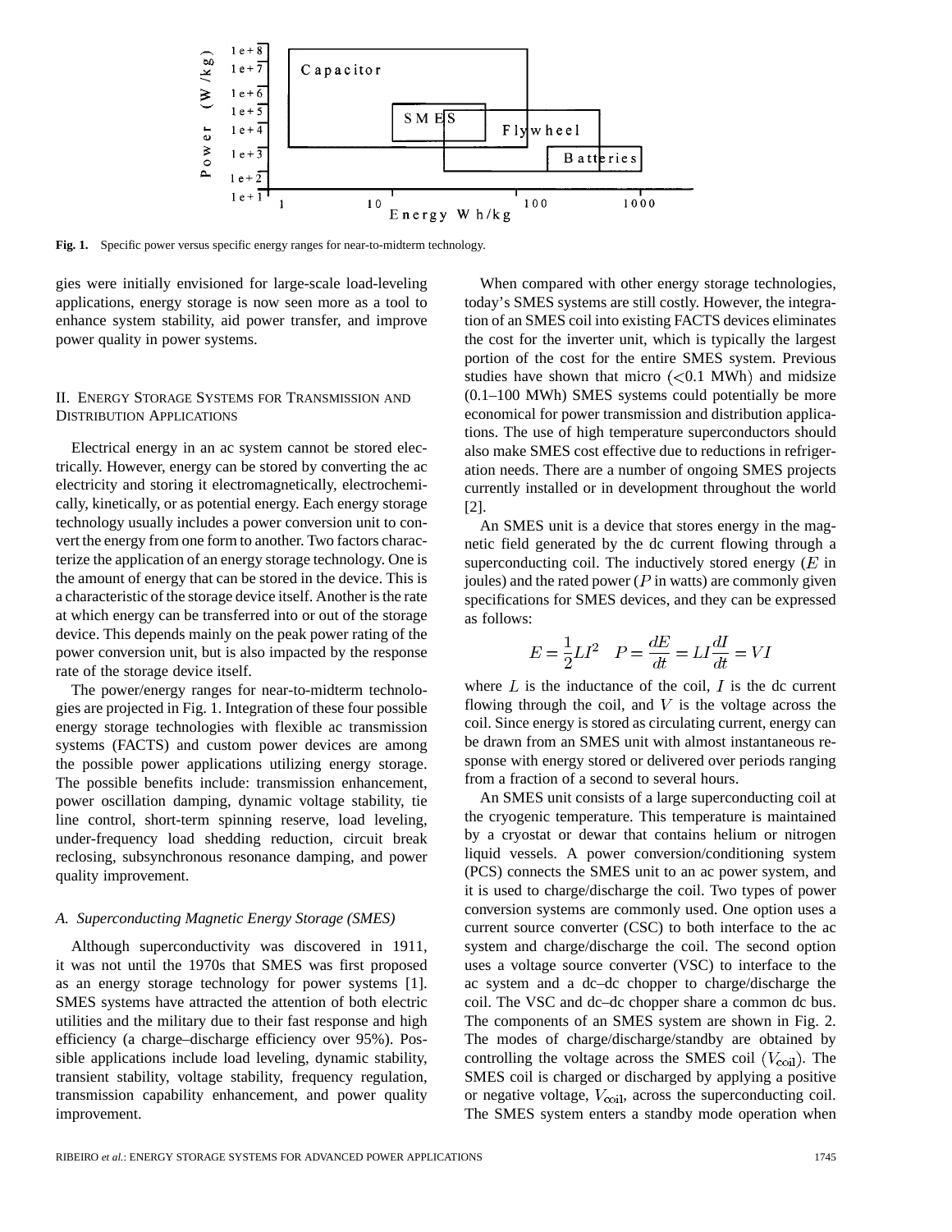Power (W/kg)

1e+8
1e+7
1e+6
1e+5
1e+4
1e+3
1e+2
1e+1

Capacitor

SMES

Flywheel

Batteries

1
10
100
1000

Energy Wh/kg

**Fig. 1.** Specific power versus specific energy ranges for near-to-midterm technology.

gies were initially envisioned for large-scale load-leveling applications, energy storage is now seen more as a tool to enhance system stability, aid power transfer, and improve power quality in power systems.

## II. Energy Storage Systems for Transmission and Distribution Applications

Electrical energy in an ac system cannot be stored electrically. However, energy can be stored by converting the ac electricity and storing it electromagnetically, electrochemically, kinetically, or as potential energy. Each energy storage technology usually includes a power conversion unit to convert the energy from one form to another. Two factors characterize the application of an energy storage technology. One is the amount of energy that can be stored in the device. This is a characteristic of the storage device itself. Another is the rate at which energy can be transferred into or out of the storage device. This depends mainly on the peak power rating of the power conversion unit, but is also impacted by the response rate of the storage device itself.

The power/energy ranges for near-to-midterm technologies are projected in Fig. 1. Integration of these four possible energy storage technologies with flexible ac transmission systems (FACTS) and custom power devices are among the possible power applications utilizing energy storage. The possible benefits include: transmission enhancement, power oscillation damping, dynamic voltage stability, tie line control, short-term spinning reserve, load leveling, under-frequency load shedding reduction, circuit break reclosing, subsynchronous resonance damping, and power quality improvement.

### A. Superconducting Magnetic Energy Storage (SMES)

Although superconductivity was discovered in 1911, it was not until the 1970s that SMES was first proposed as an energy storage technology for power systems [1]. SMES systems have attracted the attention of both electric utilities and the military due to their fast response and high efficiency (a charge–discharge efficiency over 95%). Possible applications include load leveling, dynamic stability, transient stability, voltage stability, frequency regulation, transmission capability enhancement, and power quality improvement.

When compared with other energy storage technologies, today's SMES systems are still costly. However, the integration of an SMES coil into existing FACTS devices eliminates the cost for the inverter unit, which is typically the largest portion of the cost for the entire SMES system. Previous studies have shown that micro $(<0.1\ \text{MWh})$ and midsize (0.1–100 MWh) SMES systems could potentially be more economical for power transmission and distribution applications. The use of high temperature superconductors should also make SMES cost effective due to reductions in refrigeration needs. There are a number of ongoing SMES projects currently installed or in development throughout the world [2].

An SMES unit is a device that stores energy in the magnetic field generated by the dc current flowing through a superconducting coil. The inductively stored energy ($E$ in joules) and the rated power ($P$ in watts) are commonly given specifications for SMES devices, and they can be expressed as follows:

$$E = \frac{1}{2}LI^2 \quad P = \frac{dE}{dt} = LI\frac{dI}{dt} = VI$$

where $L$ is the inductance of the coil, $I$ is the dc current flowing through the coil, and $V$ is the voltage across the coil. Since energy is stored as circulating current, energy can be drawn from an SMES unit with almost instantaneous response with energy stored or delivered over periods ranging from a fraction of a second to several hours.

An SMES unit consists of a large superconducting coil at the cryogenic temperature. This temperature is maintained by a cryostat or dewar that contains helium or nitrogen liquid vessels. A power conversion/conditioning system (PCS) connects the SMES unit to an ac power system, and it is used to charge/discharge the coil. Two types of power conversion systems are commonly used. One option uses a current source converter (CSC) to both interface to the ac system and charge/discharge the coil. The second option uses a voltage source converter (VSC) to interface to the ac system and a dc–dc chopper to charge/discharge the coil. The VSC and dc–dc chopper share a common dc bus. The components of an SMES system are shown in Fig. 2. The modes of charge/discharge/standby are obtained by controlling the voltage across the SMES coil $(V_{\text{coil}})$. The SMES coil is charged or discharged by applying a positive or negative voltage, $V_{\text{coil}}$, across the superconducting coil. The SMES system enters a standby mode operation when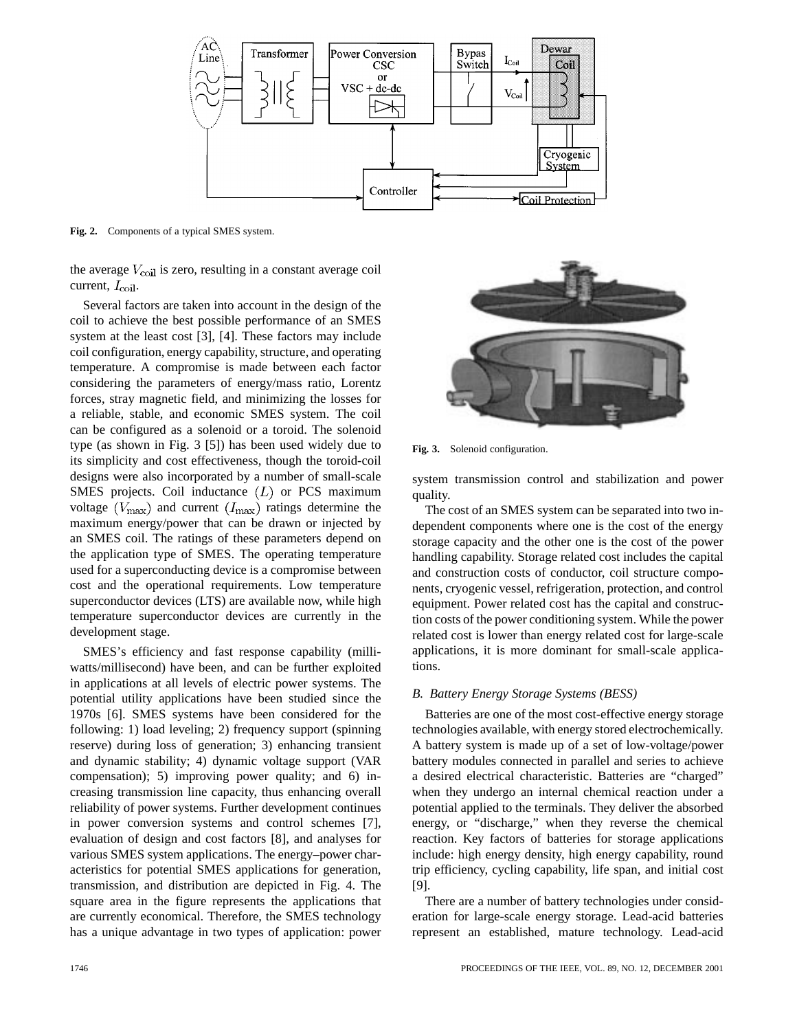Fig. 2. Components of a typical SMES system.

the average $V_{\text{coil}}$ is zero, resulting in a constant average coil current, $I_{\text{coil}}$.

Several factors are taken into account in the design of the coil to achieve the best possible performance of an SMES system at the least cost [3], [4]. These factors may include coil configuration, energy capability, structure, and operating temperature. A compromise is made between each factor considering the parameters of energy/mass ratio, Lorentz forces, stray magnetic field, and minimizing the losses for a reliable, stable, and economic SMES system. The coil can be configured as a solenoid or a toroid. The solenoid type (as shown in Fig. 3 [5]) has been used widely due to its simplicity and cost effectiveness, though the toroid-coil designs were also incorporated by a number of small-scale SMES projects. Coil inductance $(L)$ or PCS maximum voltage $(V_{\max})$ and current $(I_{\max})$ ratings determine the maximum energy/power that can be drawn or injected by an SMES coil. The ratings of these parameters depend on the application type of SMES. The operating temperature used for a superconducting device is a compromise between cost and the operational requirements. Low temperature superconductor devices (LTS) are available now, while high temperature superconductor devices are currently in the development stage.

SMES's efficiency and fast response capability (milliwatts/millisecond) have been, and can be further exploited in applications at all levels of electric power systems. The potential utility applications have been studied since the 1970s [6]. SMES systems have been considered for the following: 1) load leveling; 2) frequency support (spinning reserve) during loss of generation; 3) enhancing transient and dynamic stability; 4) dynamic voltage support (VAR compensation); 5) improving power quality; and 6) increasing transmission line capacity, thus enhancing overall reliability of power systems. Further development continues in power conversion systems and control schemes [7], evaluation of design and cost factors [8], and analyses for various SMES system applications. The energy–power characteristics for potential SMES applications for generation, transmission, and distribution are depicted in Fig. 4. The square area in the figure represents the applications that are currently economical. Therefore, the SMES technology has a unique advantage in two types of application: power system transmission control and stabilization and power quality.

Fig. 3. Solenoid configuration.

The cost of an SMES system can be separated into two independent components where one is the cost of the energy storage capacity and the other one is the cost of the power handling capability. Storage related cost includes the capital and construction costs of conductor, coil structure components, cryogenic vessel, refrigeration, protection, and control equipment. Power related cost has the capital and construction costs of the power conditioning system. While the power related cost is lower than energy related cost for large-scale applications, it is more dominant for small-scale applications.

### B. Battery Energy Storage Systems (BESS)

Batteries are one of the most cost-effective energy storage technologies available, with energy stored electrochemically. A battery system is made up of a set of low-voltage/power battery modules connected in parallel and series to achieve a desired electrical characteristic. Batteries are "charged" when they undergo an internal chemical reaction under a potential applied to the terminals. They deliver the absorbed energy, or "discharge," when they reverse the chemical reaction. Key factors of batteries for storage applications include: high energy density, high energy capability, round trip efficiency, cycling capability, life span, and initial cost [9].

There are a number of battery technologies under consideration for large-scale energy storage. Lead-acid batteries represent an established, mature technology. Lead-acid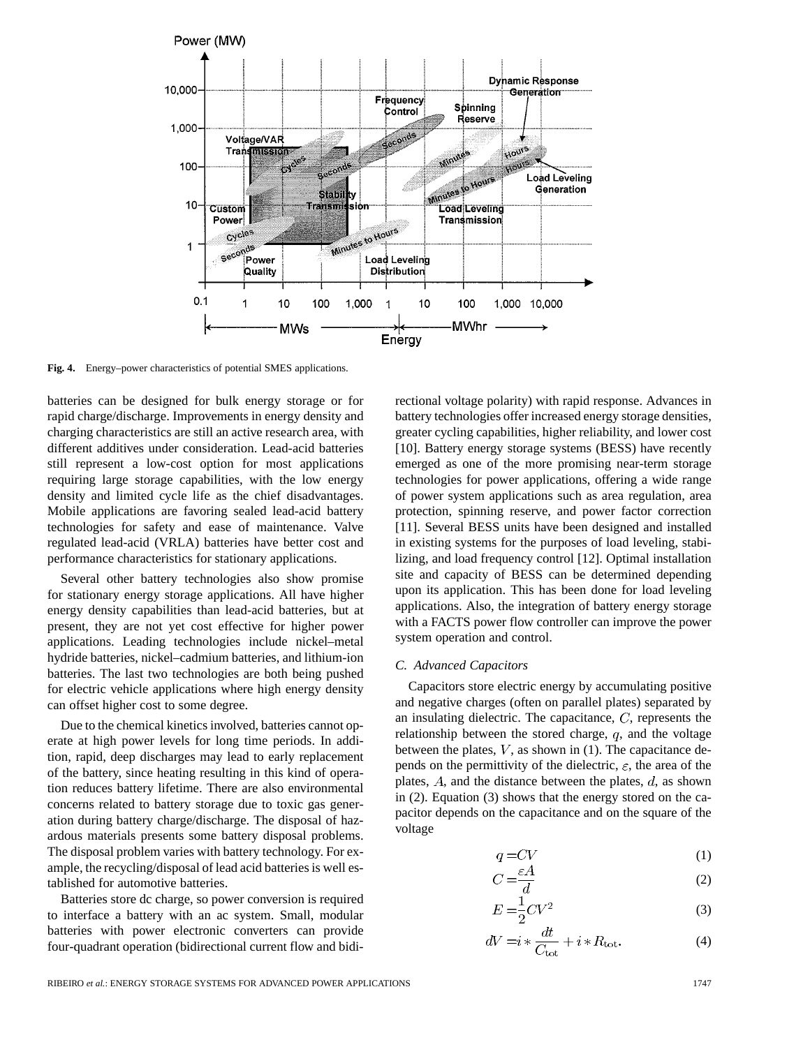Fig. 4. Energy–power characteristics of potential SMES applications.

batteries can be designed for bulk energy storage or for rapid charge/discharge. Improvements in energy density and charging characteristics are still an active research area, with different additives under consideration. Lead-acid batteries still represent a low-cost option for most applications requiring large storage capabilities, with the low energy density and limited cycle life as the chief disadvantages. Mobile applications are favoring sealed lead-acid battery technologies for safety and ease of maintenance. Valve regulated lead-acid (VRLA) batteries have better cost and performance characteristics for stationary applications.

Several other battery technologies also show promise for stationary energy storage applications. All have higher energy density capabilities than lead-acid batteries, but at present, they are not yet cost effective for higher power applications. Leading technologies include nickel–metal hydride batteries, nickel–cadmium batteries, and lithium-ion batteries. The last two technologies are both being pushed for electric vehicle applications where high energy density can offset higher cost to some degree.

Due to the chemical kinetics involved, batteries cannot operate at high power levels for long time periods. In addition, rapid, deep discharges may lead to early replacement of the battery, since heating resulting in this kind of operation reduces battery lifetime. There are also environmental concerns related to battery storage due to toxic gas generation during battery charge/discharge. The disposal of hazardous materials presents some battery disposal problems. The disposal problem varies with battery technology. For example, the recycling/disposal of lead acid batteries is well established for automotive batteries.

Batteries store dc charge, so power conversion is required to interface a battery with an ac system. Small, modular batteries with power electronic converters can provide four-quadrant operation (bidirectional current flow and bidirectional voltage polarity) with rapid response. Advances in battery technologies offer increased energy storage densities, greater cycling capabilities, higher reliability, and lower cost [10]. Battery energy storage systems (BESS) have recently emerged as one of the more promising near-term storage technologies for power applications, offering a wide range of power system applications such as area regulation, area protection, spinning reserve, and power factor correction [11]. Several BESS units have been designed and installed in existing systems for the purposes of load leveling, stabilizing, and load frequency control [12]. Optimal installation site and capacity of BESS can be determined depending upon its application. This has been done for load leveling applications. Also, the integration of battery energy storage with a FACTS power flow controller can improve the power system operation and control.

### C. Advanced Capacitors

Capacitors store electric energy by accumulating positive and negative charges (often on parallel plates) separated by an insulating dielectric. The capacitance, $C$, represents the relationship between the stored charge, $q$, and the voltage between the plates, $V$, as shown in (1). The capacitance depends on the permittivity of the dielectric, $\varepsilon$, the area of the plates, $A$, and the distance between the plates, $d$, as shown in (2). Equation (3) shows that the energy stored on the capacitor depends on the capacitance and on the square of the voltage

$$q = CV \tag{1}$$

$$C = \frac{\varepsilon A}{d} \tag{2}$$

$$E = \frac{1}{2} C V^2 \tag{3}$$

$$dV = i * \frac{dt}{C_{\text{tot}}} + i * R_{\text{tot}}. \tag{4}$$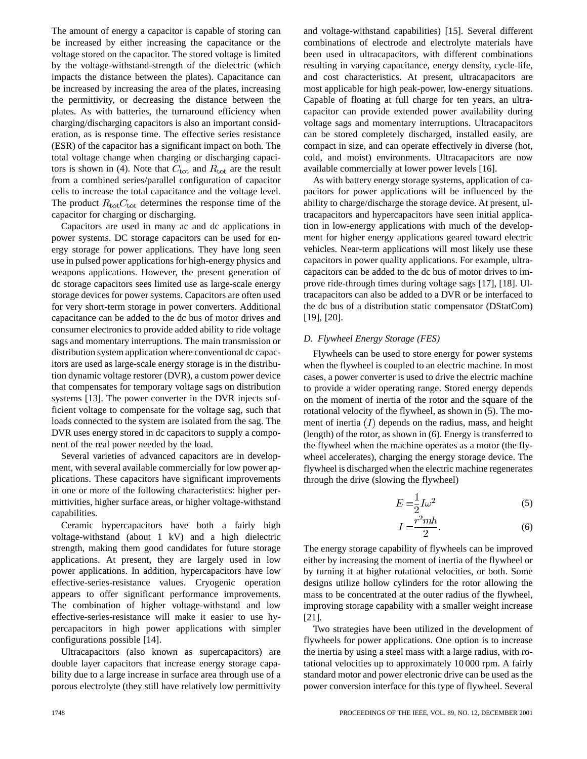The amount of energy a capacitor is capable of storing can be increased by either increasing the capacitance or the voltage stored on the capacitor. The stored voltage is limited by the voltage-withstand-strength of the dielectric (which impacts the distance between the plates). Capacitance can be increased by increasing the area of the plates, increasing the permittivity, or decreasing the distance between the plates. As with batteries, the turnaround efficiency when charging/discharging capacitors is also an important consideration, as is response time. The effective series resistance (ESR) of the capacitor has a significant impact on both. The total voltage change when charging or discharging capacitors is shown in (4). Note that $C_{\text{tot}}$ and $R_{\text{tot}}$ are the result from a combined series/parallel configuration of capacitor cells to increase the total capacitance and the voltage level. The product $R_{\text{tot}}C_{\text{tot}}$ determines the response time of the capacitor for charging or discharging.

Capacitors are used in many ac and dc applications in power systems. DC storage capacitors can be used for energy storage for power applications. They have long seen use in pulsed power applications for high-energy physics and weapons applications. However, the present generation of dc storage capacitors sees limited use as large-scale energy storage devices for power systems. Capacitors are often used for very short-term storage in power converters. Additional capacitance can be added to the dc bus of motor drives and consumer electronics to provide added ability to ride voltage sags and momentary interruptions. The main transmission or distribution system application where conventional dc capacitors are used as large-scale energy storage is in the distribution dynamic voltage restorer (DVR), a custom power device that compensates for temporary voltage sags on distribution systems [13]. The power converter in the DVR injects sufficient voltage to compensate for the voltage sag, such that loads connected to the system are isolated from the sag. The DVR uses energy stored in dc capacitors to supply a component of the real power needed by the load.

Several varieties of advanced capacitors are in development, with several available commercially for low power applications. These capacitors have significant improvements in one or more of the following characteristics: higher permittivities, higher surface areas, or higher voltage-withstand capabilities.

Ceramic hypercapacitors have both a fairly high voltage-withstand (about 1 kV) and a high dielectric strength, making them good candidates for future storage applications. At present, they are largely used in low power applications. In addition, hypercapacitors have low effective-series-resistance values. Cryogenic operation appears to offer significant performance improvements. The combination of higher voltage-withstand and low effective-series-resistance will make it easier to use hypercapacitors in high power applications with simpler configurations possible [14].

Ultracapacitors (also known as supercapacitors) are double layer capacitors that increase energy storage capability due to a large increase in surface area through use of a porous electrolyte (they still have relatively low permittivity and voltage-withstand capabilities) [15]. Several different combinations of electrode and electrolyte materials have been used in ultracapacitors, with different combinations resulting in varying capacitance, energy density, cycle-life, and cost characteristics. At present, ultracapacitors are most applicable for high peak-power, low-energy situations. Capable of floating at full charge for ten years, an ultracapacitor can provide extended power availability during voltage sags and momentary interruptions. Ultracapacitors can be stored completely discharged, installed easily, are compact in size, and can operate effectively in diverse (hot, cold, and moist) environments. Ultracapacitors are now available commercially at lower power levels [16].

As with battery energy storage systems, application of capacitors for power applications will be influenced by the ability to charge/discharge the storage device. At present, ultracapacitors and hypercapacitors have seen initial application in low-energy applications with much of the development for higher energy applications geared toward electric vehicles. Near-term applications will most likely use these capacitors in power quality applications. For example, ultracapacitors can be added to the dc bus of motor drives to improve ride-through times during voltage sags [17], [18]. Ultracapacitors can also be added to a DVR or be interfaced to the dc bus of a distribution static compensator (DStatCom) [19], [20].

### D. Flywheel Energy Storage (FES)

Flywheels can be used to store energy for power systems when the flywheel is coupled to an electric machine. In most cases, a power converter is used to drive the electric machine to provide a wider operating range. Stored energy depends on the moment of inertia of the rotor and the square of the rotational velocity of the flywheel, as shown in (5). The moment of inertia $(I)$ depends on the radius, mass, and height (length) of the rotor, as shown in (6). Energy is transferred to the flywheel when the machine operates as a motor (the flywheel accelerates), charging the energy storage device. The flywheel is discharged when the electric machine regenerates through the drive (slowing the flywheel)

$$E = \frac{1}{2} I \omega^2 \tag{5}$$

$$I = \frac{r^2 m h}{2}. \tag{6}$$

The energy storage capability of flywheels can be improved either by increasing the moment of inertia of the flywheel or by turning it at higher rotational velocities, or both. Some designs utilize hollow cylinders for the rotor allowing the mass to be concentrated at the outer radius of the flywheel, improving storage capability with a smaller weight increase [21].

Two strategies have been utilized in the development of flywheels for power applications. One option is to increase the inertia by using a steel mass with a large radius, with rotational velocities up to approximately 10 000 rpm. A fairly standard motor and power electronic drive can be used as the power conversion interface for this type of flywheel. Several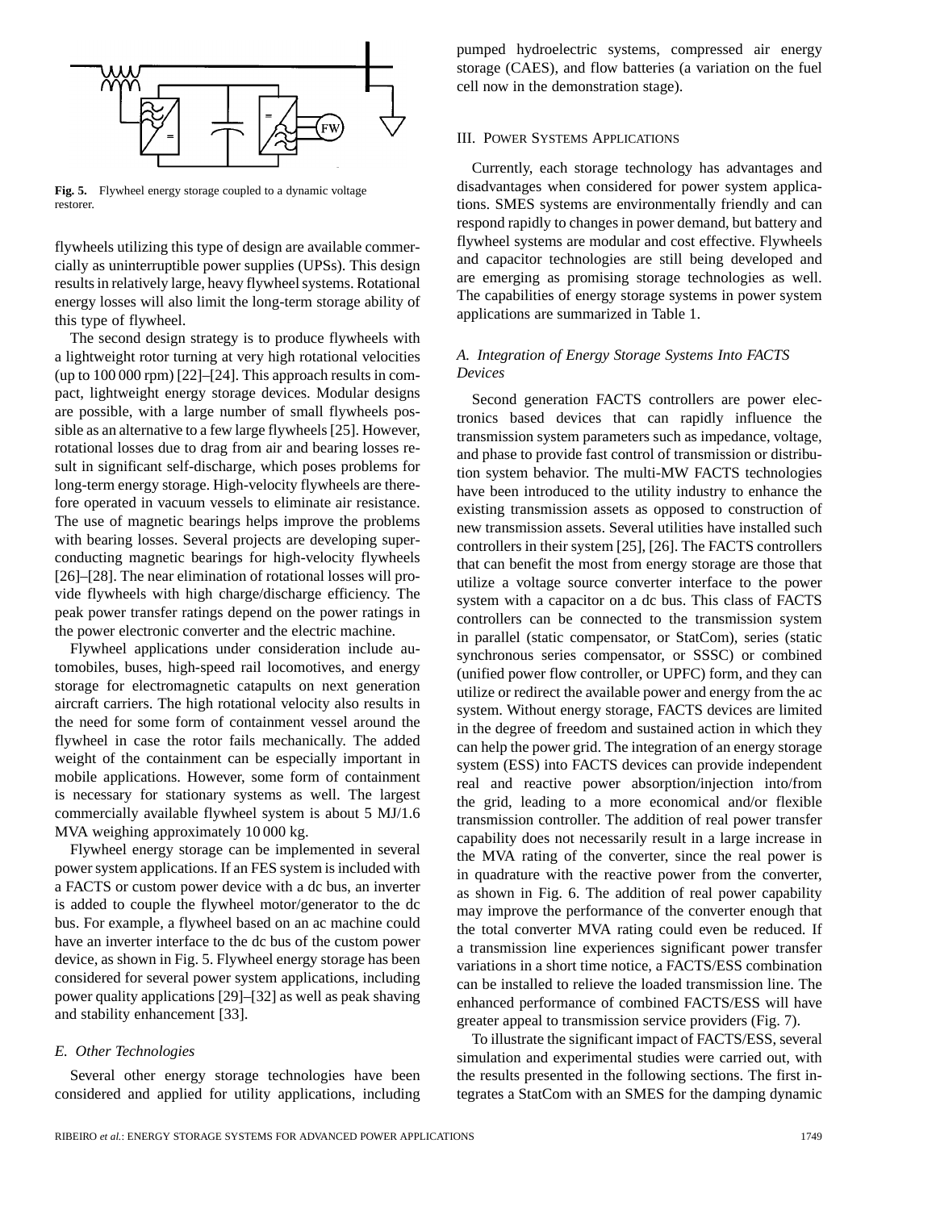Fig. 5. Flywheel energy storage coupled to a dynamic voltage restorer.

flywheels utilizing this type of design are available commercially as uninterruptible power supplies (UPSs). This design results in relatively large, heavy flywheel systems. Rotational energy losses will also limit the long-term storage ability of this type of flywheel.

The second design strategy is to produce flywheels with a lightweight rotor turning at very high rotational velocities (up to 100 000 rpm) [22]–[24]. This approach results in compact, lightweight energy storage devices. Modular designs are possible, with a large number of small flywheels possible as an alternative to a few large flywheels [25]. However, rotational losses due to drag from air and bearing losses result in significant self-discharge, which poses problems for long-term energy storage. High-velocity flywheels are therefore operated in vacuum vessels to eliminate air resistance. The use of magnetic bearings helps improve the problems with bearing losses. Several projects are developing superconducting magnetic bearings for high-velocity flywheels [26]–[28]. The near elimination of rotational losses will provide flywheels with high charge/discharge efficiency. The peak power transfer ratings depend on the power ratings in the power electronic converter and the electric machine.

Flywheel applications under consideration include automobiles, buses, high-speed rail locomotives, and energy storage for electromagnetic catapults on next generation aircraft carriers. The high rotational velocity also results in the need for some form of containment vessel around the flywheel in case the rotor fails mechanically. The added weight of the containment can be especially important in mobile applications. However, some form of containment is necessary for stationary systems as well. The largest commercially available flywheel system is about 5 MJ/1.6 MVA weighing approximately 10 000 kg.

Flywheel energy storage can be implemented in several power system applications. If an FES system is included with a FACTS or custom power device with a dc bus, an inverter is added to couple the flywheel motor/generator to the dc bus. For example, a flywheel based on an ac machine could have an inverter interface to the dc bus of the custom power device, as shown in Fig. 5. Flywheel energy storage has been considered for several power system applications, including power quality applications [29]–[32] as well as peak shaving and stability enhancement [33].

### E. Other Technologies

Several other energy storage technologies have been considered and applied for utility applications, including pumped hydroelectric systems, compressed air energy storage (CAES), and flow batteries (a variation on the fuel cell now in the demonstration stage).

## III. Power Systems Applications

Currently, each storage technology has advantages and disadvantages when considered for power system applications. SMES systems are environmentally friendly and can respond rapidly to changes in power demand, but battery and flywheel systems are modular and cost effective. Flywheels and capacitor technologies are still being developed and are emerging as promising storage technologies as well. The capabilities of energy storage systems in power system applications are summarized in Table 1.

### A. Integration of Energy Storage Systems Into FACTS Devices

Second generation FACTS controllers are power electronics based devices that can rapidly influence the transmission system parameters such as impedance, voltage, and phase to provide fast control of transmission or distribution system behavior. The multi-MW FACTS technologies have been introduced to the utility industry to enhance the existing transmission assets as opposed to construction of new transmission assets. Several utilities have installed such controllers in their system [25], [26]. The FACTS controllers that can benefit the most from energy storage are those that utilize a voltage source converter interface to the power system with a capacitor on a dc bus. This class of FACTS controllers can be connected to the transmission system in parallel (static compensator, or StatCom), series (static synchronous series compensator, or SSSC) or combined (unified power flow controller, or UPFC) form, and they can utilize or redirect the available power and energy from the ac system. Without energy storage, FACTS devices are limited in the degree of freedom and sustained action in which they can help the power grid. The integration of an energy storage system (ESS) into FACTS devices can provide independent real and reactive power absorption/injection into/from the grid, leading to a more economical and/or flexible transmission controller. The addition of real power transfer capability does not necessarily result in a large increase in the MVA rating of the converter, since the real power is in quadrature with the reactive power from the converter, as shown in Fig. 6. The addition of real power capability may improve the performance of the converter enough that the total converter MVA rating could even be reduced. If a transmission line experiences significant power transfer variations in a short time notice, a FACTS/ESS combination can be installed to relieve the loaded transmission line. The enhanced performance of combined FACTS/ESS will have greater appeal to transmission service providers (Fig. 7).

To illustrate the significant impact of FACTS/ESS, several simulation and experimental studies were carried out, with the results presented in the following sections. The first integrates a StatCom with an SMES for the damping dynamic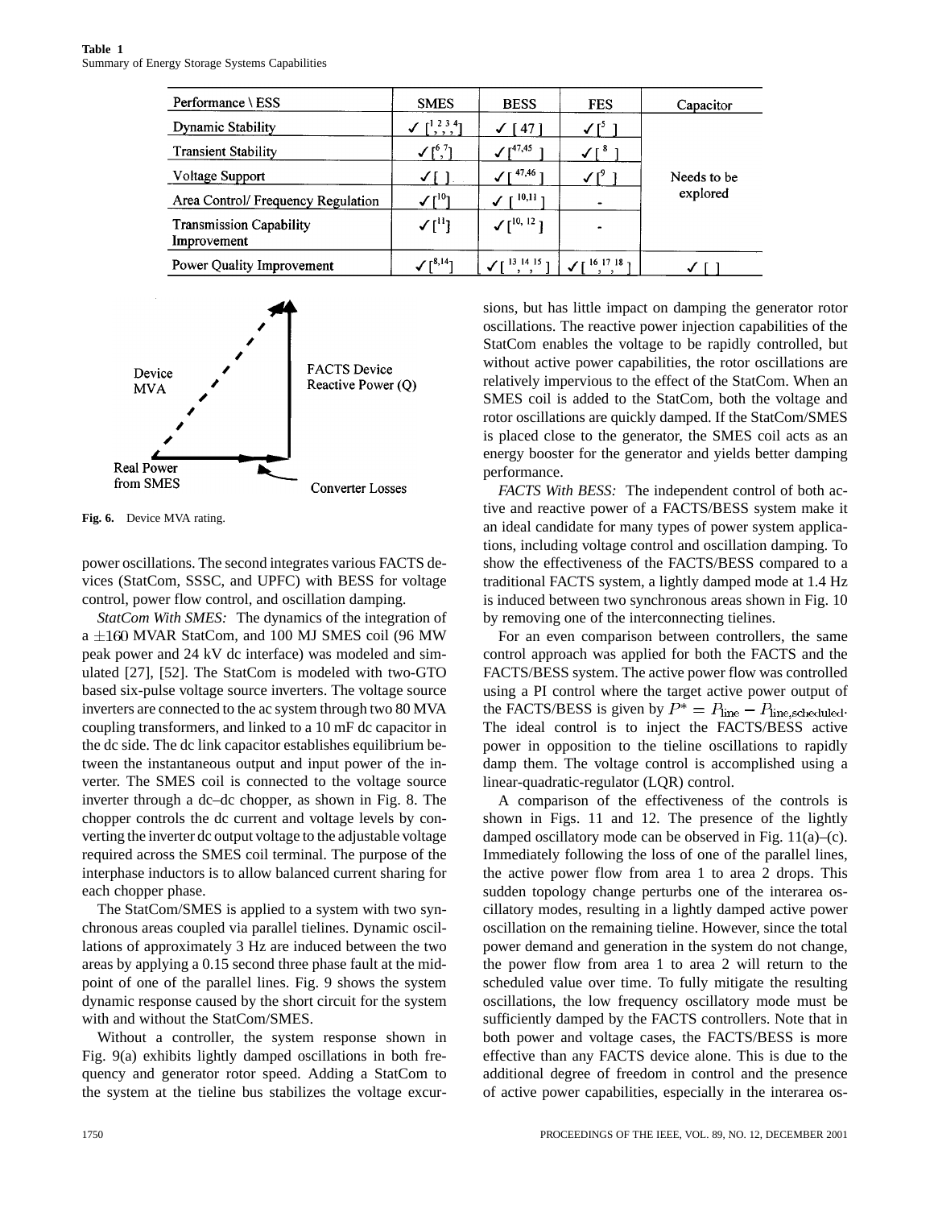**Table 1**
Summary of Energy Storage Systems Capabilities

| Performance \ ESS | SMES | BESS | FES | Capacitor |
|---|---|---|---|---|
| Dynamic Stability | ✓ [1,2,3,4] | ✓ [47] | ✓ [5] | Needs to be explored |
| Transient Stability | ✓ [6,7] | ✓ [47,45] | ✓ [8] | |
| Voltage Support | ✓ [ ] | ✓ [47,46] | ✓ [9] | |
| Area Control/ Frequency Regulation | ✓ [10] | ✓ [10,11] | - | |
| Transmission Capability Improvement | ✓ [11] | ✓ [10, 12] | - | |
| Power Quality Improvement | ✓ [8,14] | ✓ [13,14,15] | ✓ [16,17,18] | ✓ [ ] |

Fig. 6. Device MVA rating.

power oscillations. The second integrates various FACTS devices (StatCom, SSSC, and UPFC) with BESS for voltage control, power flow control, and oscillation damping.

*StatCom With SMES:* The dynamics of the integration of a $\pm 160$ MVAR StatCom, and 100 MJ SMES coil (96 MW peak power and 24 kV dc interface) was modeled and simulated [27], [52]. The StatCom is modeled with two-GTO based six-pulse voltage source inverters. The voltage source inverters are connected to the ac system through two 80 MVA coupling transformers, and linked to a 10 mF dc capacitor in the dc side. The dc link capacitor establishes equilibrium between the instantaneous output and input power of the inverter. The SMES coil is connected to the voltage source inverter through a dc–dc chopper, as shown in Fig. 8. The chopper controls the dc current and voltage levels by converting the inverter dc output voltage to the adjustable voltage required across the SMES coil terminal. The purpose of the interphase inductors is to allow balanced current sharing for each chopper phase.

The StatCom/SMES is applied to a system with two synchronous areas coupled via parallel tielines. Dynamic oscillations of approximately 3 Hz are induced between the two areas by applying a 0.15 second three phase fault at the midpoint of one of the parallel lines. Fig. 9 shows the system dynamic response caused by the short circuit for the system with and without the StatCom/SMES.

Without a controller, the system response shown in Fig. 9(a) exhibits lightly damped oscillations in both frequency and generator rotor speed. Adding a StatCom to the system at the tieline bus stabilizes the voltage excursions, but has little impact on damping the generator rotor oscillations. The reactive power injection capabilities of the StatCom enables the voltage to be rapidly controlled, but without active power capabilities, the rotor oscillations are relatively impervious to the effect of the StatCom. When an SMES coil is added to the StatCom, both the voltage and rotor oscillations are quickly damped. If the StatCom/SMES is placed close to the generator, the SMES coil acts as an energy booster for the generator and yields better damping performance.

*FACTS With BESS:* The independent control of both active and reactive power of a FACTS/BESS system make it an ideal candidate for many types of power system applications, including voltage control and oscillation damping. To show the effectiveness of the FACTS/BESS compared to a traditional FACTS system, a lightly damped mode at 1.4 Hz is induced between two synchronous areas shown in Fig. 10 by removing one of the interconnecting tielines.

For an even comparison between controllers, the same control approach was applied for both the FACTS and the FACTS/BESS system. The active power flow was controlled using a PI control where the target active power output of the FACTS/BESS is given by $P^* = P_{\text{line}} - P_{\text{line,scheduled}}$. The ideal control is to inject the FACTS/BESS active power in opposition to the tieline oscillations to rapidly damp them. The voltage control is accomplished using a linear-quadratic-regulator (LQR) control.

A comparison of the effectiveness of the controls is shown in Figs. 11 and 12. The presence of the lightly damped oscillatory mode can be observed in Fig. 11(a)–(c). Immediately following the loss of one of the parallel lines, the active power flow from area 1 to area 2 drops. This sudden topology change perturbs one of the interarea oscillatory modes, resulting in a lightly damped active power oscillation on the remaining tieline. However, since the total power demand and generation in the system do not change, the power flow from area 1 to area 2 will return to the scheduled value over time. To fully mitigate the resulting oscillations, the low frequency oscillatory mode must be sufficiently damped by the FACTS controllers. Note that in both power and voltage cases, the FACTS/BESS is more effective than any FACTS device alone. This is due to the additional degree of freedom in control and the presence of active power capabilities, especially in the interarea os-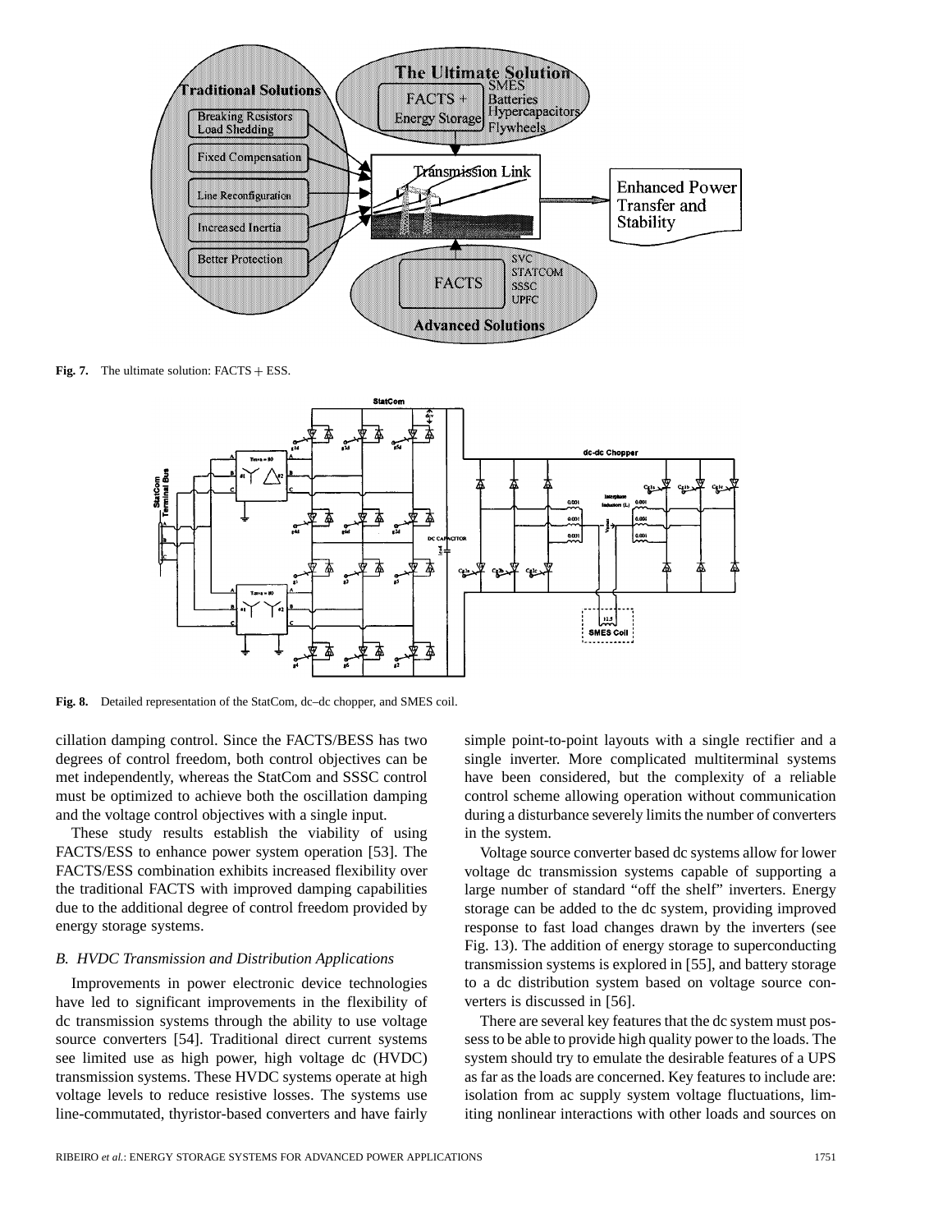Fig. 7. The ultimate solution: FACTS + ESS.

Fig. 8. Detailed representation of the StatCom, dc–dc chopper, and SMES coil.

cillation damping control. Since the FACTS/BESS has two degrees of control freedom, both control objectives can be met independently, whereas the StatCom and SSSC control must be optimized to achieve both the oscillation damping and the voltage control objectives with a single input.

These study results establish the viability of using FACTS/ESS to enhance power system operation [53]. The FACTS/ESS combination exhibits increased flexibility over the traditional FACTS with improved damping capabilities due to the additional degree of control freedom provided by energy storage systems.

### B. HVDC Transmission and Distribution Applications

Improvements in power electronic device technologies have led to significant improvements in the flexibility of dc transmission systems through the ability to use voltage source converters [54]. Traditional direct current systems see limited use as high power, high voltage dc (HVDC) transmission systems. These HVDC systems operate at high voltage levels to reduce resistive losses. The systems use line-commutated, thyristor-based converters and have fairly simple point-to-point layouts with a single rectifier and a single inverter. More complicated multiterminal systems have been considered, but the complexity of a reliable control scheme allowing operation without communication during a disturbance severely limits the number of converters in the system.

Voltage source converter based dc systems allow for lower voltage dc transmission systems capable of supporting a large number of standard "off the shelf" inverters. Energy storage can be added to the dc system, providing improved response to fast load changes drawn by the inverters (see Fig. 13). The addition of energy storage to superconducting transmission systems is explored in [55], and battery storage to a dc distribution system based on voltage source converters is discussed in [56].

There are several key features that the dc system must possess to be able to provide high quality power to the loads. The system should try to emulate the desirable features of a UPS as far as the loads are concerned. Key features to include are: isolation from ac supply system voltage fluctuations, limiting nonlinear interactions with other loads and sources on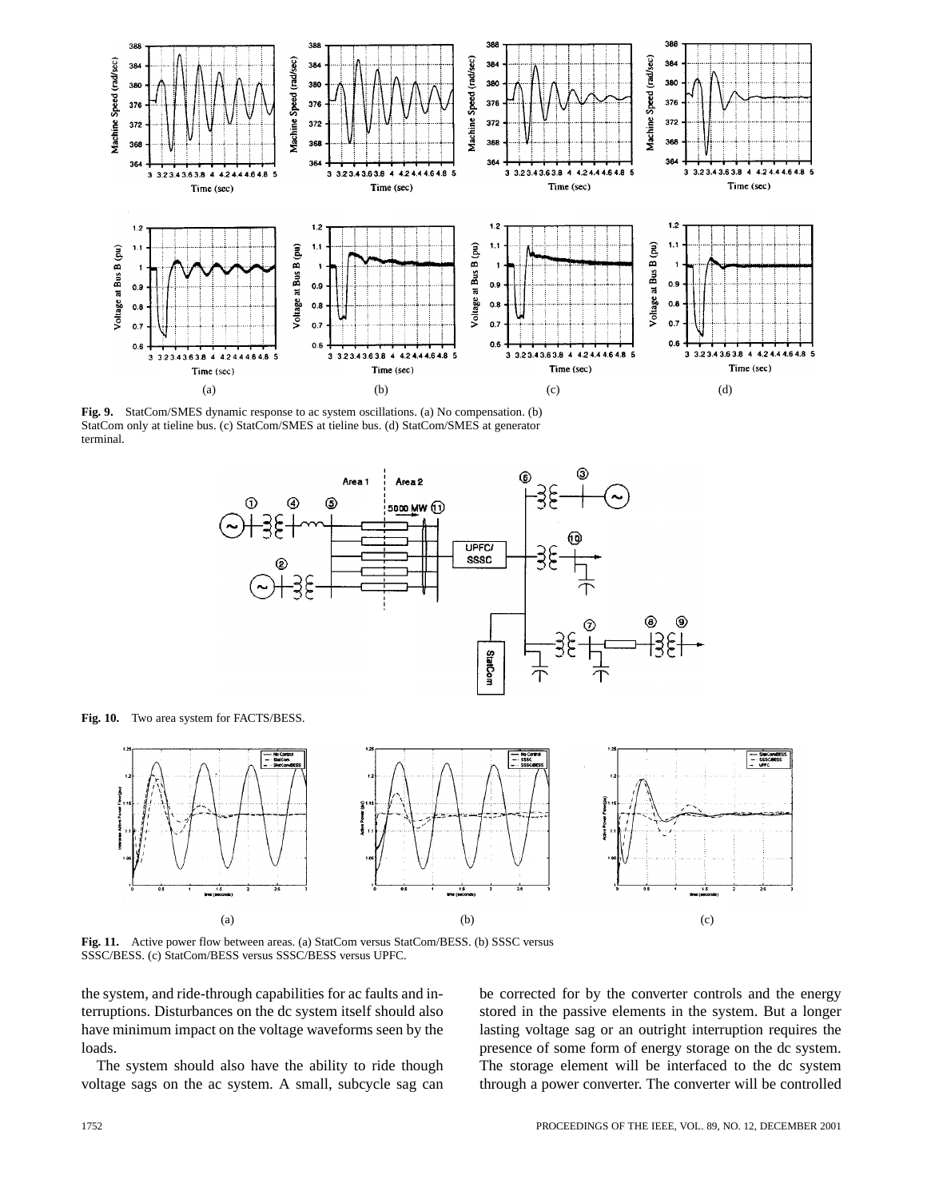**Fig. 9.** StatCom/SMES dynamic response to ac system oscillations. (a) No compensation. (b) StatCom only at tieline bus. (c) StatCom/SMES at tieline bus. (d) StatCom/SMES at generator terminal.

**Fig. 10.** Two area system for FACTS/BESS.

**Fig. 11.** Active power flow between areas. (a) StatCom versus StatCom/BESS. (b) SSSC versus SSSC/BESS. (c) StatCom/BESS versus SSSC/BESS versus UPFC.

the system, and ride-through capabilities for ac faults and interruptions. Disturbances on the dc system itself should also have minimum impact on the voltage waveforms seen by the loads.

The system should also have the ability to ride though voltage sags on the ac system. A small, subcycle sag can be corrected for by the converter controls and the energy stored in the passive elements in the system. But a longer lasting voltage sag or an outright interruption requires the presence of some form of energy storage on the dc system. The storage element will be interfaced to the dc system through a power converter. The converter will be controlled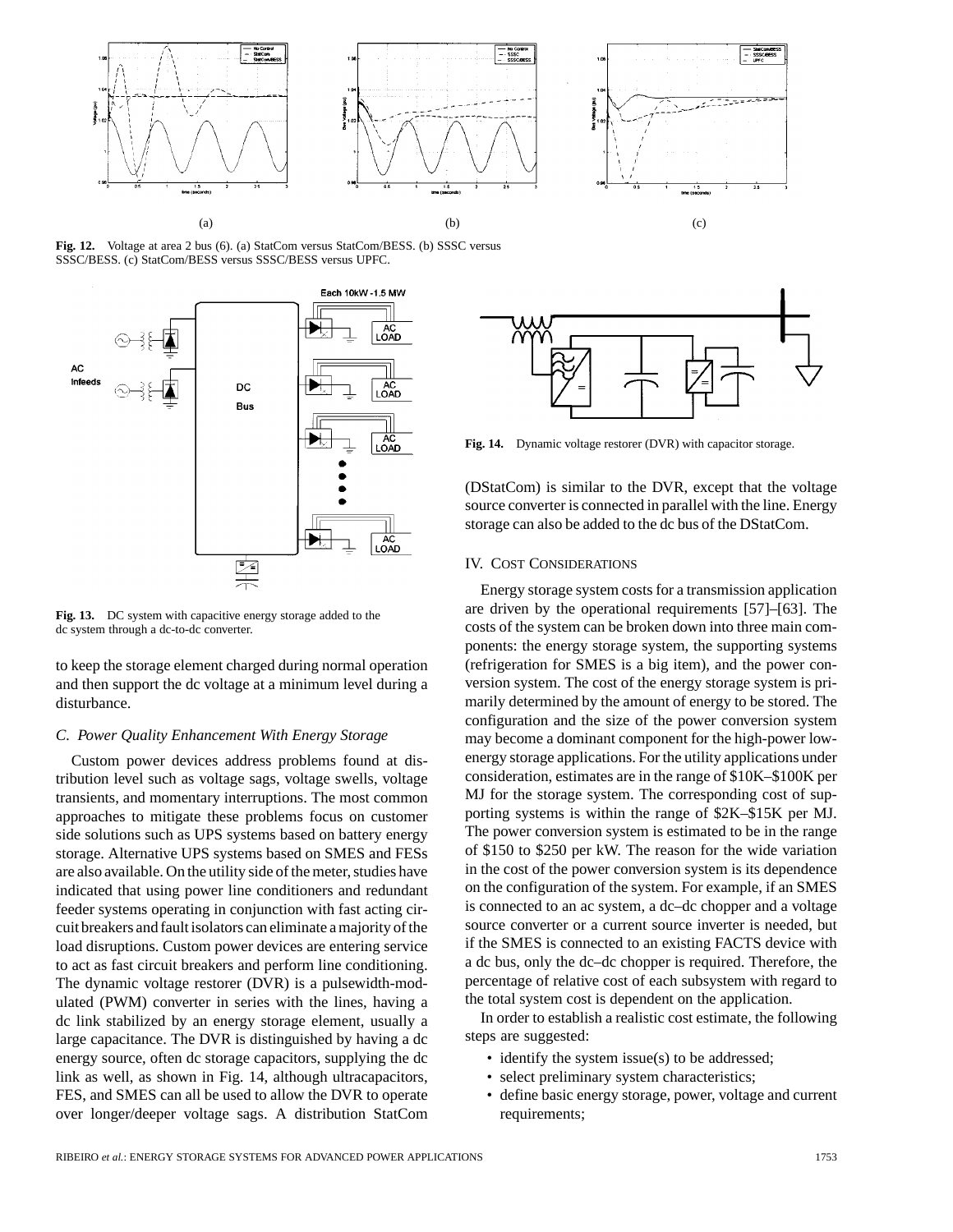(a) (b) (c)

**Fig. 12.** Voltage at area 2 bus (6). (a) StatCom versus StatCom/BESS. (b) SSSC versus SSSC/BESS. (c) StatCom/BESS versus SSSC/BESS versus UPFC.

**Fig. 13.** DC system with capacitive energy storage added to the dc system through a dc-to-dc converter.

to keep the storage element charged during normal operation and then support the dc voltage at a minimum level during a disturbance.

### *C. Power Quality Enhancement With Energy Storage*

Custom power devices address problems found at distribution level such as voltage sags, voltage swells, voltage transients, and momentary interruptions. The most common approaches to mitigate these problems focus on customer side solutions such as UPS systems based on battery energy storage. Alternative UPS systems based on SMES and FESs are also available. On the utility side of the meter, studies have indicated that using power line conditioners and redundant feeder systems operating in conjunction with fast acting circuit breakers and fault isolators can eliminate a majority of the load disruptions. Custom power devices are entering service to act as fast circuit breakers and perform line conditioning. The dynamic voltage restorer (DVR) is a pulsewidth-modulated (PWM) converter in series with the lines, having a dc link stabilized by an energy storage element, usually a large capacitance. The DVR is distinguished by having a dc energy source, often dc storage capacitors, supplying the dc link as well, as shown in Fig. 14, although ultracapacitors, FES, and SMES can all be used to allow the DVR to operate over longer/deeper voltage sags. A distribution StatCom (DStatCom) is similar to the DVR, except that the voltage source converter is connected in parallel with the line. Energy storage can also be added to the dc bus of the DStatCom.

**Fig. 14.** Dynamic voltage restorer (DVR) with capacitor storage.

## IV. Cost Considerations

Energy storage system costs for a transmission application are driven by the operational requirements [57]–[63]. The costs of the system can be broken down into three main components: the energy storage system, the supporting systems (refrigeration for SMES is a big item), and the power conversion system. The cost of the energy storage system is primarily determined by the amount of energy to be stored. The configuration and the size of the power conversion system may become a dominant component for the high-power low-energy storage applications. For the utility applications under consideration, estimates are in the range of \$10K–\$100K per MJ for the storage system. The corresponding cost of supporting systems is within the range of \$2K–\$15K per MJ. The power conversion system is estimated to be in the range of \$150 to \$250 per kW. The reason for the wide variation in the cost of the power conversion system is its dependence on the configuration of the system. For example, if an SMES is connected to an ac system, a dc–dc chopper and a voltage source converter or a current source inverter is needed, but if the SMES is connected to an existing FACTS device with a dc bus, only the dc–dc chopper is required. Therefore, the percentage of relative cost of each subsystem with regard to the total system cost is dependent on the application.

In order to establish a realistic cost estimate, the following steps are suggested:

- identify the system issue(s) to be addressed;
- select preliminary system characteristics;
- define basic energy storage, power, voltage and current requirements;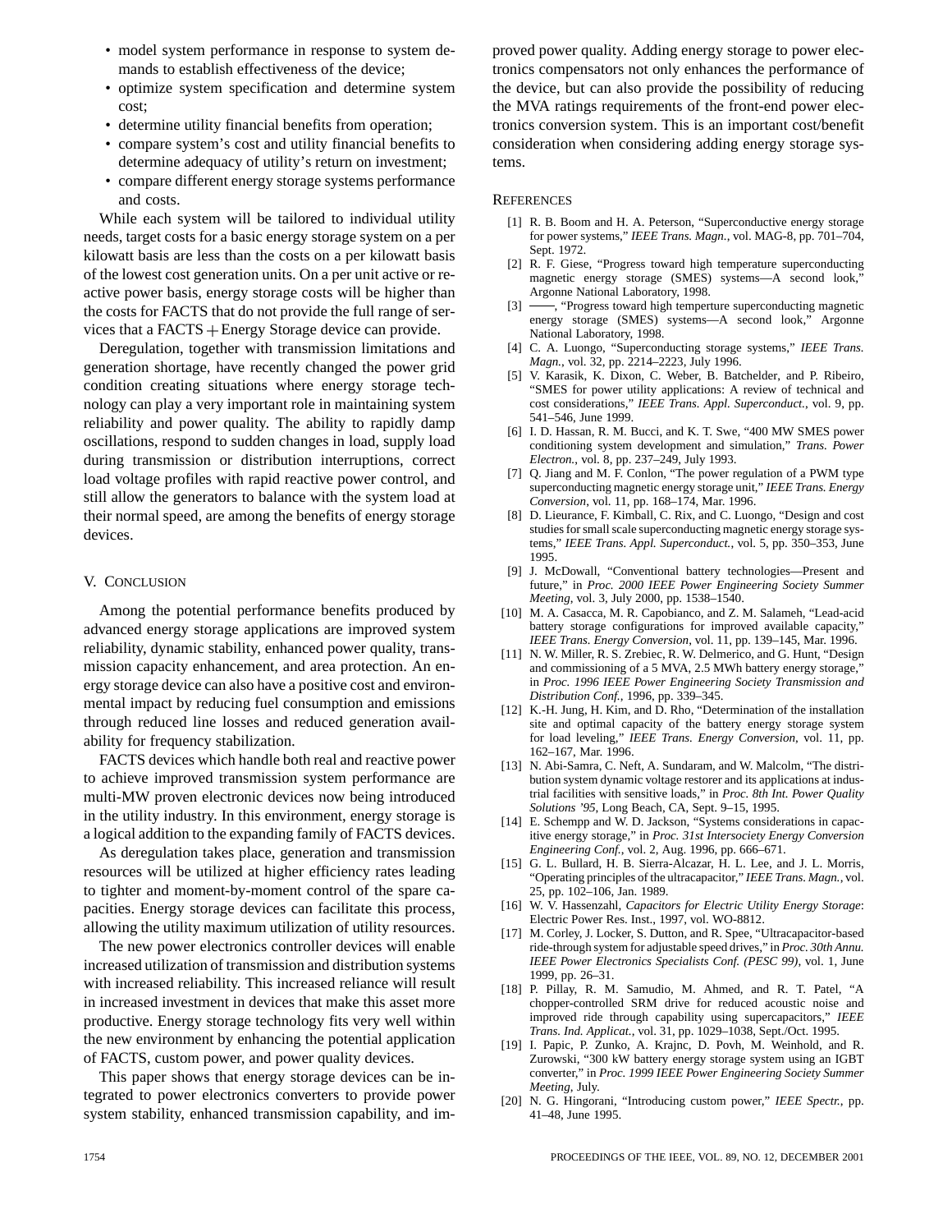- model system performance in response to system demands to establish effectiveness of the device;
- optimize system specification and determine system cost;
- determine utility financial benefits from operation;
- compare system's cost and utility financial benefits to determine adequacy of utility's return on investment;
- compare different energy storage systems performance and costs.

While each system will be tailored to individual utility needs, target costs for a basic energy storage system on a per kilowatt basis are less than the costs on a per kilowatt basis of the lowest cost generation units. On a per unit active or reactive power basis, energy storage costs will be higher than the costs for FACTS that do not provide the full range of services that a FACTS + Energy Storage device can provide.

Deregulation, together with transmission limitations and generation shortage, have recently changed the power grid condition creating situations where energy storage technology can play a very important role in maintaining system reliability and power quality. The ability to rapidly damp oscillations, respond to sudden changes in load, supply load during transmission or distribution interruptions, correct load voltage profiles with rapid reactive power control, and still allow the generators to balance with the system load at their normal speed, are among the benefits of energy storage devices.

## V. Conclusion

Among the potential performance benefits produced by advanced energy storage applications are improved system reliability, dynamic stability, enhanced power quality, transmission capacity enhancement, and area protection. An energy storage device can also have a positive cost and environmental impact by reducing fuel consumption and emissions through reduced line losses and reduced generation availability for frequency stabilization.

FACTS devices which handle both real and reactive power to achieve improved transmission system performance are multi-MW proven electronic devices now being introduced in the utility industry. In this environment, energy storage is a logical addition to the expanding family of FACTS devices.

As deregulation takes place, generation and transmission resources will be utilized at higher efficiency rates leading to tighter and moment-by-moment control of the spare capacities. Energy storage devices can facilitate this process, allowing the utility maximum utilization of utility resources.

The new power electronics controller devices will enable increased utilization of transmission and distribution systems with increased reliability. This increased reliance will result in increased investment in devices that make this asset more productive. Energy storage technology fits very well within the new environment by enhancing the potential application of FACTS, custom power, and power quality devices.

This paper shows that energy storage devices can be integrated to power electronics converters to provide power system stability, enhanced transmission capability, and improved power quality. Adding energy storage to power electronics compensators not only enhances the performance of the device, but can also provide the possibility of reducing the MVA ratings requirements of the front-end power electronics conversion system. This is an important cost/benefit consideration when considering adding energy storage systems.

## References

[1] R. B. Boom and H. A. Peterson, "Superconductive energy storage for power systems," *IEEE Trans. Magn.*, vol. MAG-8, pp. 701–704, Sept. 1972.

[2] R. F. Giese, "Progress toward high temperature superconducting magnetic energy storage (SMES) systems—A second look," Argonne National Laboratory, 1998.

[3] ——, "Progress toward high temperture superconducting magnetic energy storage (SMES) systems—A second look," Argonne National Laboratory, 1998.

[4] C. A. Luongo, "Superconducting storage systems," *IEEE Trans. Magn.*, vol. 32, pp. 2214–2223, July 1996.

[5] V. Karasik, K. Dixon, C. Weber, B. Batchelder, and P. Ribeiro, "SMES for power utility applications: A review of technical and cost considerations," *IEEE Trans. Appl. Superconduct.*, vol. 9, pp. 541–546, June 1999.

[6] I. D. Hassan, R. M. Bucci, and K. T. Swe, "400 MW SMES power conditioning system development and simulation," *Trans. Power Electron.*, vol. 8, pp. 237–249, July 1993.

[7] Q. Jiang and M. F. Conlon, "The power regulation of a PWM type superconducting magnetic energy storage unit," *IEEE Trans. Energy Conversion*, vol. 11, pp. 168–174, Mar. 1996.

[8] D. Lieurance, F. Kimball, C. Rix, and C. Luongo, "Design and cost studies for small scale superconducting magnetic energy storage systems," *IEEE Trans. Appl. Superconduct.*, vol. 5, pp. 350–353, June 1995.

[9] J. McDowall, "Conventional battery technologies—Present and future," in *Proc. 2000 IEEE Power Engineering Society Summer Meeting*, vol. 3, July 2000, pp. 1538–1540.

[10] M. A. Casacca, M. R. Capobianco, and Z. M. Salameh, "Lead-acid battery storage configurations for improved available capacity," *IEEE Trans. Energy Conversion*, vol. 11, pp. 139–145, Mar. 1996.

[11] N. W. Miller, R. S. Zrebiec, R. W. Delmerico, and G. Hunt, "Design and commissioning of a 5 MVA, 2.5 MWh battery energy storage," in *Proc. 1996 IEEE Power Engineering Society Transmission and Distribution Conf.*, 1996, pp. 339–345.

[12] K.-H. Jung, H. Kim, and D. Rho, "Determination of the installation site and optimal capacity of the battery energy storage system for load leveling," *IEEE Trans. Energy Conversion*, vol. 11, pp. 162–167, Mar. 1996.

[13] N. Abi-Samra, C. Neft, A. Sundaram, and W. Malcolm, "The distribution system dynamic voltage restorer and its applications at industrial facilities with sensitive loads," in *Proc. 8th Int. Power Quality Solutions '95*, Long Beach, CA, Sept. 9–15, 1995.

[14] E. Schempp and W. D. Jackson, "Systems considerations in capacitive energy storage," in *Proc. 31st Intersociety Energy Conversion Engineering Conf.*, vol. 2, Aug. 1996, pp. 666–671.

[15] G. L. Bullard, H. B. Sierra-Alcazar, H. L. Lee, and J. L. Morris, "Operating principles of the ultracapacitor," *IEEE Trans. Magn.*, vol. 25, pp. 102–106, Jan. 1989.

[16] W. V. Hassenzahl, *Capacitors for Electric Utility Energy Storage*: Electric Power Res. Inst., 1997, vol. WO-8812.

[17] M. Corley, J. Locker, S. Dutton, and R. Spee, "Ultracapacitor-based ride-through system for adjustable speed drives," in *Proc. 30th Annu. IEEE Power Electronics Specialists Conf. (PESC 99)*, vol. 1, June 1999, pp. 26–31.

[18] P. Pillay, R. M. Samudio, M. Ahmed, and R. T. Patel, "A chopper-controlled SRM drive for reduced acoustic noise and improved ride through capability using supercapacitors," *IEEE Trans. Ind. Applicat.*, vol. 31, pp. 1029–1038, Sept./Oct. 1995.

[19] I. Papic, P. Zunko, A. Krajnc, D. Povh, M. Weinhold, and R. Zurowski, "300 kW battery energy storage system using an IGBT converter," in *Proc. 1999 IEEE Power Engineering Society Summer Meeting*, July.

[20] N. G. Hingorani, "Introducing custom power," *IEEE Spectr.*, pp. 41–48, June 1995.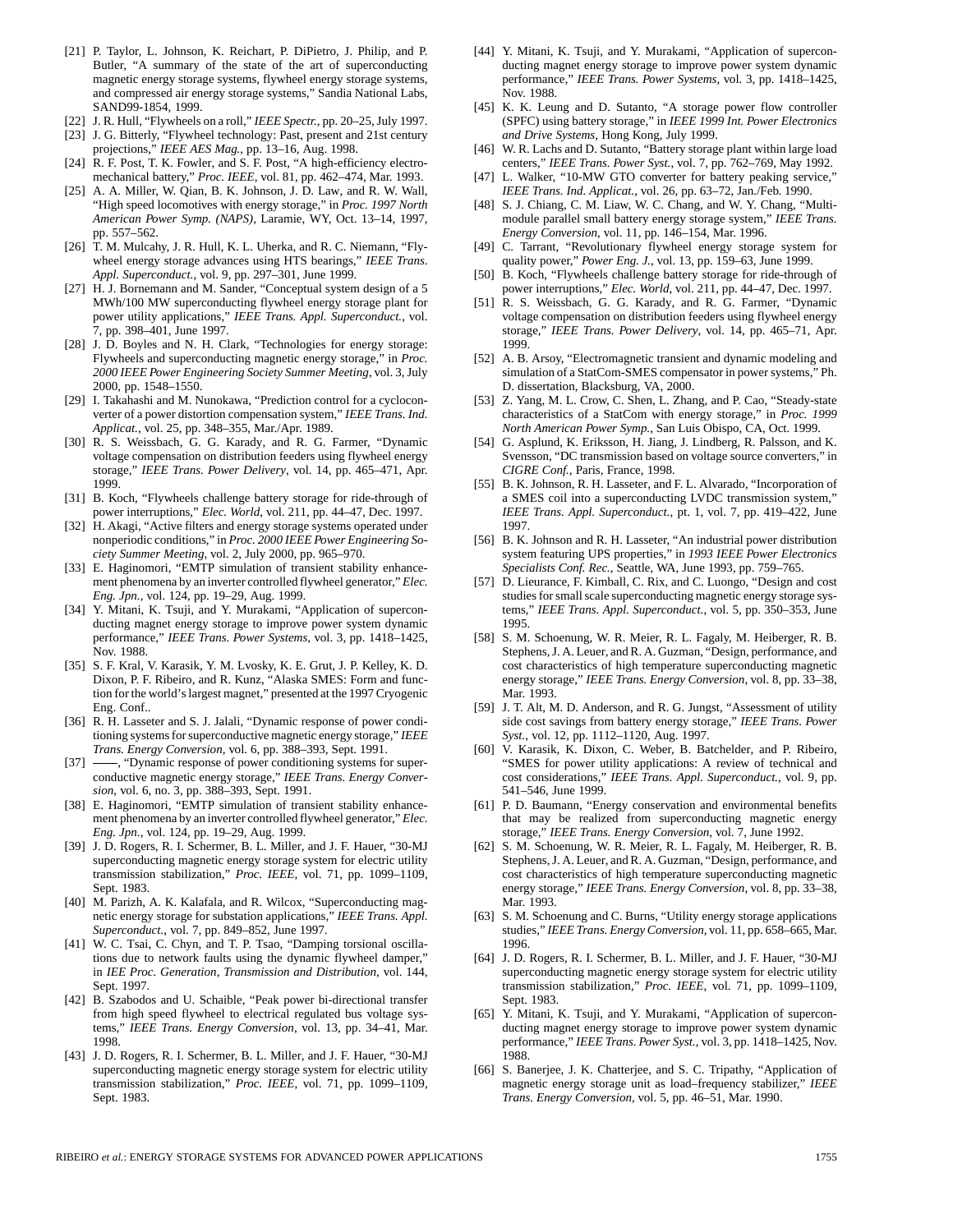[21] P. Taylor, L. Johnson, K. Reichart, P. DiPietro, J. Philip, and P. Butler, "A summary of the state of the art of superconducting magnetic energy storage systems, flywheel energy storage systems, and compressed air energy storage systems," Sandia National Labs, SAND99-1854, 1999.

[22] J. R. Hull, "Flywheels on a roll," *IEEE Spectr.*, pp. 20–25, July 1997.

[23] J. G. Bitterly, "Flywheel technology: Past, present and 21st century projections," *IEEE AES Mag.*, pp. 13–16, Aug. 1998.

[24] R. F. Post, T. K. Fowler, and S. F. Post, "A high-efficiency electromechanical battery," *Proc. IEEE*, vol. 81, pp. 462–474, Mar. 1993.

[25] A. A. Miller, W. Qian, B. K. Johnson, J. D. Law, and R. W. Wall, "High speed locomotives with energy storage," in *Proc. 1997 North American Power Symp. (NAPS)*, Laramie, WY, Oct. 13–14, 1997, pp. 557–562.

[26] T. M. Mulcahy, J. R. Hull, K. L. Uherka, and R. C. Niemann, "Flywheel energy storage advances using HTS bearings," *IEEE Trans. Appl. Superconduct.*, vol. 9, pp. 297–301, June 1999.

[27] H. J. Bornemann and M. Sander, "Conceptual system design of a 5 MWh/100 MW superconducting flywheel energy storage plant for power utility applications," *IEEE Trans. Appl. Superconduct.*, vol. 7, pp. 398–401, June 1997.

[28] J. D. Boyles and N. H. Clark, "Technologies for energy storage: Flywheels and superconducting magnetic energy storage," in *Proc. 2000 IEEE Power Engineering Society Summer Meeting*, vol. 3, July 2000, pp. 1548–1550.

[29] I. Takahashi and M. Nunokawa, "Prediction control for a cycloconverter of a power distortion compensation system," *IEEE Trans. Ind. Applicat.*, vol. 25, pp. 348–355, Mar./Apr. 1989.

[30] R. S. Weissbach, G. G. Karady, and R. G. Farmer, "Dynamic voltage compensation on distribution feeders using flywheel energy storage," *IEEE Trans. Power Delivery*, vol. 14, pp. 465–471, Apr. 1999.

[31] B. Koch, "Flywheels challenge battery storage for ride-through of power interruptions," *Elec. World*, vol. 211, pp. 44–47, Dec. 1997.

[32] H. Akagi, "Active filters and energy storage systems operated under nonperiodic conditions," in *Proc. 2000 IEEE Power Engineering Society Summer Meeting*, vol. 2, July 2000, pp. 965–970.

[33] E. Haginomori, "EMTP simulation of transient stability enhancement phenomena by an inverter controlled flywheel generator," *Elec. Eng. Jpn.*, vol. 124, pp. 19–29, Aug. 1999.

[34] Y. Mitani, K. Tsuji, and Y. Murakami, "Application of superconducting magnet energy storage to improve power system dynamic performance," *IEEE Trans. Power Systems*, vol. 3, pp. 1418–1425, Nov. 1988.

[35] S. F. Kral, V. Karasik, Y. M. Lvosky, K. E. Grut, J. P. Kelley, K. D. Dixon, P. F. Ribeiro, and R. Kunz, "Alaska SMES: Form and function for the world's largest magnet," presented at the 1997 Cryogenic Eng. Conf..

[36] R. H. Lasseter and S. J. Jalali, "Dynamic response of power conditioning systems for superconductive magnetic energy storage," *IEEE Trans. Energy Conversion*, vol. 6, pp. 388–393, Sept. 1991.

[37] ——, "Dynamic response of power conditioning systems for superconductive magnetic energy storage," *IEEE Trans. Energy Conversion*, vol. 6, no. 3, pp. 388–393, Sept. 1991.

[38] E. Haginomori, "EMTP simulation of transient stability enhancement phenomena by an inverter controlled flywheel generator," *Elec. Eng. Jpn.*, vol. 124, pp. 19–29, Aug. 1999.

[39] J. D. Rogers, R. I. Schermer, B. L. Miller, and J. F. Hauer, "30-MJ superconducting magnetic energy storage system for electric utility transmission stabilization," *Proc. IEEE*, vol. 71, pp. 1099–1109, Sept. 1983.

[40] M. Parizh, A. K. Kalafala, and R. Wilcox, "Superconducting magnetic energy storage for substation applications," *IEEE Trans. Appl. Superconduct.*, vol. 7, pp. 849–852, June 1997.

[41] W. C. Tsai, C. Chyn, and T. P. Tsao, "Damping torsional oscillations due to network faults using the dynamic flywheel damper," in *IEE Proc. Generation, Transmission and Distribution*, vol. 144, Sept. 1997.

[42] B. Szabodos and U. Schaible, "Peak power bi-directional transfer from high speed flywheel to electrical regulated bus voltage systems," *IEEE Trans. Energy Conversion*, vol. 13, pp. 34–41, Mar. 1998.

[43] J. D. Rogers, R. I. Schermer, B. L. Miller, and J. F. Hauer, "30-MJ superconducting magnetic energy storage system for electric utility transmission stabilization," *Proc. IEEE*, vol. 71, pp. 1099–1109, Sept. 1983.

[44] Y. Mitani, K. Tsuji, and Y. Murakami, "Application of superconducting magnet energy storage to improve power system dynamic performance," *IEEE Trans. Power Systems*, vol. 3, pp. 1418–1425, Nov. 1988.

[45] K. K. Leung and D. Sutanto, "A storage power flow controller (SPFC) using battery storage," in *IEEE 1999 Int. Power Electronics and Drive Systems*, Hong Kong, July 1999.

[46] W. R. Lachs and D. Sutanto, "Battery storage plant within large load centers," *IEEE Trans. Power Syst.*, vol. 7, pp. 762–769, May 1992.

[47] L. Walker, "10-MW GTO converter for battery peaking service," *IEEE Trans. Ind. Applicat.*, vol. 26, pp. 63–72, Jan./Feb. 1990.

[48] S. J. Chiang, C. M. Liaw, W. C. Chang, and W. Y. Chang, "Multimodule parallel small battery energy storage system," *IEEE Trans. Energy Conversion*, vol. 11, pp. 146–154, Mar. 1996.

[49] C. Tarrant, "Revolutionary flywheel energy storage system for quality power," *Power Eng. J.*, vol. 13, pp. 159–63, June 1999.

[50] B. Koch, "Flywheels challenge battery storage for ride-through of power interruptions," *Elec. World*, vol. 211, pp. 44–47, Dec. 1997.

[51] R. S. Weissbach, G. G. Karady, and R. G. Farmer, "Dynamic voltage compensation on distribution feeders using flywheel energy storage," *IEEE Trans. Power Delivery*, vol. 14, pp. 465–71, Apr. 1999.

[52] A. B. Arsoy, "Electromagnetic transient and dynamic modeling and simulation of a StatCom-SMES compensator in power systems," Ph. D. dissertation, Blacksburg, VA, 2000.

[53] Z. Yang, M. L. Crow, C. Shen, L. Zhang, and P. Cao, "Steady-state characteristics of a StatCom with energy storage," in *Proc. 1999 North American Power Symp.*, San Luis Obispo, CA, Oct. 1999.

[54] G. Asplund, K. Eriksson, H. Jiang, J. Lindberg, R. Palsson, and K. Svensson, "DC transmission based on voltage source converters," in *CIGRE Conf.*, Paris, France, 1998.

[55] B. K. Johnson, R. H. Lasseter, and F. L. Alvarado, "Incorporation of a SMES coil into a superconducting LVDC transmission system," *IEEE Trans. Appl. Superconduct.*, pt. 1, vol. 7, pp. 419–422, June 1997.

[56] B. K. Johnson and R. H. Lasseter, "An industrial power distribution system featuring UPS properties," in *1993 IEEE Power Electronics Specialists Conf. Rec.*, Seattle, WA, June 1993, pp. 759–765.

[57] D. Lieurance, F. Kimball, C. Rix, and C. Luongo, "Design and cost studies for small scale superconducting magnetic energy storage systems," *IEEE Trans. Appl. Superconduct.*, vol. 5, pp. 350–353, June 1995.

[58] S. M. Schoenung, W. R. Meier, R. L. Fagaly, M. Heiberger, R. B. Stephens, J. A. Leuer, and R. A. Guzman, "Design, performance, and cost characteristics of high temperature superconducting magnetic energy storage," *IEEE Trans. Energy Conversion*, vol. 8, pp. 33–38, Mar. 1993.

[59] J. T. Alt, M. D. Anderson, and R. G. Jungst, "Assessment of utility side cost savings from battery energy storage," *IEEE Trans. Power Syst.*, vol. 12, pp. 1112–1120, Aug. 1997.

[60] V. Karasik, K. Dixon, C. Weber, B. Batchelder, and P. Ribeiro, "SMES for power utility applications: A review of technical and cost considerations," *IEEE Trans. Appl. Superconduct.*, vol. 9, pp. 541–546, June 1999.

[61] P. D. Baumann, "Energy conservation and environmental benefits that may be realized from superconducting magnetic energy storage," *IEEE Trans. Energy Conversion*, vol. 7, June 1992.

[62] S. M. Schoenung, W. R. Meier, R. L. Fagaly, M. Heiberger, R. B. Stephens, J. A. Leuer, and R. A. Guzman, "Design, performance, and cost characteristics of high temperature superconducting magnetic energy storage," *IEEE Trans. Energy Conversion*, vol. 8, pp. 33–38, Mar. 1993.

[63] S. M. Schoenung and C. Burns, "Utility energy storage applications studies," *IEEE Trans. Energy Conversion*, vol. 11, pp. 658–665, Mar. 1996.

[64] J. D. Rogers, R. I. Schermer, B. L. Miller, and J. F. Hauer, "30-MJ superconducting magnetic energy storage system for electric utility transmission stabilization," *Proc. IEEE*, vol. 71, pp. 1099–1109, Sept. 1983.

[65] Y. Mitani, K. Tsuji, and Y. Murakami, "Application of superconducting magnet energy storage to improve power system dynamic performance," *IEEE Trans. Power Syst.*, vol. 3, pp. 1418–1425, Nov. 1988.

[66] S. Banerjee, J. K. Chatterjee, and S. C. Tripathy, "Application of magnetic energy storage unit as load–frequency stabilizer," *IEEE Trans. Energy Conversion*, vol. 5, pp. 46–51, Mar. 1990.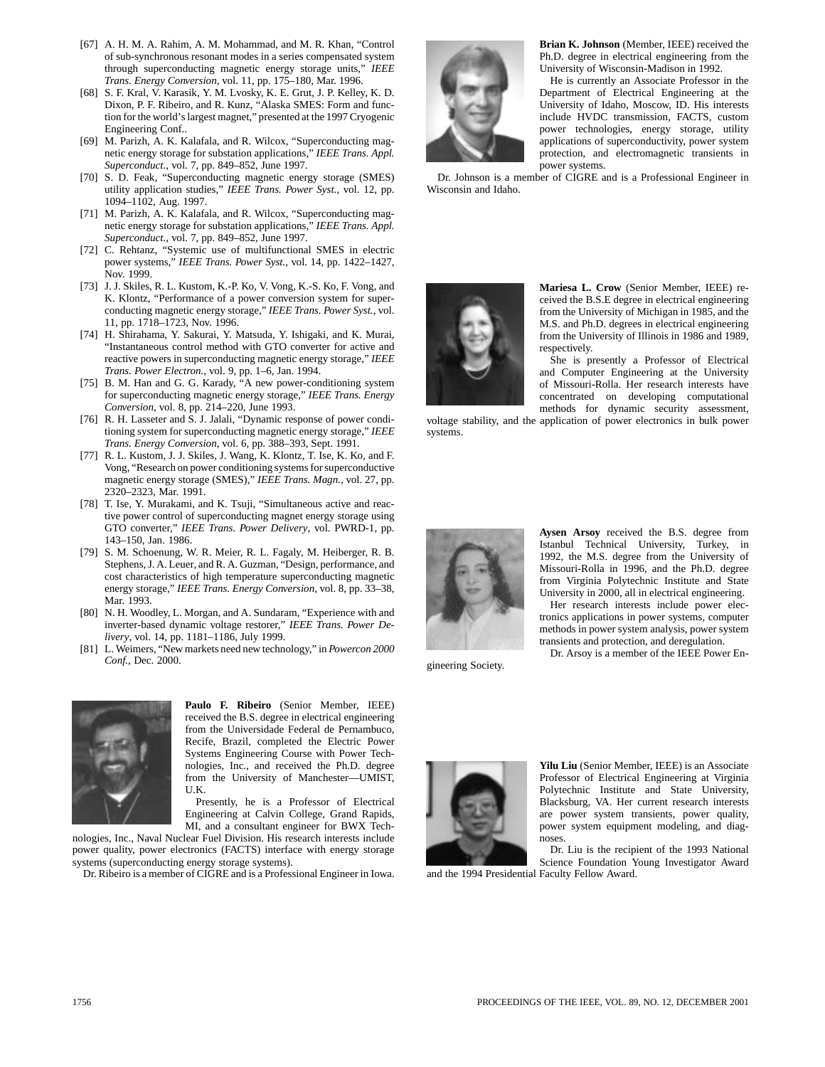[67] A. H. M. A. Rahim, A. M. Mohammad, and M. R. Khan, "Control of sub-synchronous resonant modes in a series compensated system through superconducting magnetic energy storage units," *IEEE Trans. Energy Conversion*, vol. 11, pp. 175–180, Mar. 1996.

[68] S. F. Kral, V. Karasik, Y. M. Lvosky, K. E. Grut, J. P. Kelley, K. D. Dixon, P. F. Ribeiro, and R. Kunz, "Alaska SMES: Form and function for the world's largest magnet," presented at the 1997 Cryogenic Engineering Conf..

[69] M. Parizh, A. K. Kalafala, and R. Wilcox, "Superconducting magnetic energy storage for substation applications," *IEEE Trans. Appl. Superconduct.*, vol. 7, pp. 849–852, June 1997.

[70] S. D. Feak, "Superconducting magnetic energy storage (SMES) utility application studies," *IEEE Trans. Power Syst.*, vol. 12, pp. 1094–1102, Aug. 1997.

[71] M. Parizh, A. K. Kalafala, and R. Wilcox, "Superconducting magnetic energy storage for substation applications," *IEEE Trans. Appl. Superconduct.*, vol. 7, pp. 849–852, June 1997.

[72] C. Rehtanz, "Systemic use of multifunctional SMES in electric power systems," *IEEE Trans. Power Syst.*, vol. 14, pp. 1422–1427, Nov. 1999.

[73] J. J. Skiles, R. L. Kustom, K.-P. Ko, V. Vong, K.-S. Ko, F. Vong, and K. Klontz, "Performance of a power conversion system for superconducting magnetic energy storage," *IEEE Trans. Power Syst.*, vol. 11, pp. 1718–1723, Nov. 1996.

[74] H. Shirahama, Y. Sakurai, Y. Matsuda, Y. Ishigaki, and K. Murai, "Instantaneous control method with GTO converter for active and reactive powers in superconducting magnetic energy storage," *IEEE Trans. Power Electron.*, vol. 9, pp. 1–6, Jan. 1994.

[75] B. M. Han and G. G. Karady, "A new power-conditioning system for superconducting magnetic energy storage," *IEEE Trans. Energy Conversion*, vol. 8, pp. 214–220, June 1993.

[76] R. H. Lasseter and S. J. Jalali, "Dynamic response of power conditioning system for superconducting magnetic energy storage," *IEEE Trans. Energy Conversion*, vol. 6, pp. 388–393, Sept. 1991.

[77] R. L. Kustom, J. J. Skiles, J. Wang, K. Klontz, T. Ise, K. Ko, and F. Vong, "Research on power conditioning systems for superconductive magnetic energy storage (SMES)," *IEEE Trans. Magn.*, vol. 27, pp. 2320–2323, Mar. 1991.

[78] T. Ise, Y. Murakami, and K. Tsuji, "Simultaneous active and reactive power control of superconducting magnet energy storage using GTO converter," *IEEE Trans. Power Delivery*, vol. PWRD-1, pp. 143–150, Jan. 1986.

[79] S. M. Schoenung, W. R. Meier, R. L. Fagaly, M. Heiberger, R. B. Stephens, J. A. Leuer, and R. A. Guzman, "Design, performance, and cost characteristics of high temperature superconducting magnetic energy storage," *IEEE Trans. Energy Conversion*, vol. 8, pp. 33–38, Mar. 1993.

[80] N. H. Woodley, L. Morgan, and A. Sundaram, "Experience with and inverter-based dynamic voltage restorer," *IEEE Trans. Power Delivery*, vol. 14, pp. 1181–1186, July 1999.

[81] L. Weimers, "New markets need new technology," in *Powercon 2000 Conf.*, Dec. 2000.

**Paulo F. Ribeiro** (Senior Member, IEEE) received the B.S. degree in electrical engineering from the Universidade Federal de Pernambuco, Recife, Brazil, completed the Electric Power Systems Engineering Course with Power Technologies, Inc., and received the Ph.D. degree from the University of Manchester—UMIST, U.K.

Presently, he is a Professor of Electrical Engineering at Calvin College, Grand Rapids, MI, and a consultant engineer for BWX Technologies, Inc., Naval Nuclear Fuel Division. His research interests include power quality, power electronics (FACTS) interface with energy storage systems (superconducting energy storage systems).

Dr. Ribeiro is a member of CIGRE and is a Professional Engineer in Iowa.

**Brian K. Johnson** (Member, IEEE) received the Ph.D. degree in electrical engineering from the University of Wisconsin-Madison in 1992.

He is currently an Associate Professor in the Department of Electrical Engineering at the University of Idaho, Moscow, ID. His interests include HVDC transmission, FACTS, custom power technologies, energy storage, utility applications of superconductivity, power system protection, and electromagnetic transients in power systems.

Dr. Johnson is a member of CIGRE and is a Professional Engineer in Wisconsin and Idaho.

**Mariesa L. Crow** (Senior Member, IEEE) received the B.S.E degree in electrical engineering from the University of Michigan in 1985, and the M.S. and Ph.D. degrees in electrical engineering from the University of Illinois in 1986 and 1989, respectively.

She is presently a Professor of Electrical and Computer Engineering at the University of Missouri-Rolla. Her research interests have concentrated on developing computational methods for dynamic security assessment, voltage stability, and the application of power electronics in bulk power systems.

**Aysen Arsoy** received the B.S. degree from Istanbul Technical University, Turkey, in 1992, the M.S. degree from the University of Missouri-Rolla in 1996, and the Ph.D. degree from Virginia Polytechnic Institute and State University in 2000, all in electrical engineering.

Her research interests include power electronics applications in power systems, computer methods in power system analysis, power system transients and protection, and deregulation.

Dr. Arsoy is a member of the IEEE Power Engineering Society.

**Yilu Liu** (Senior Member, IEEE) is an Associate Professor of Electrical Engineering at Virginia Polytechnic Institute and State University, Blacksburg, VA. Her current research interests are power system transients, power quality, power system equipment modeling, and diagnoses.

Dr. Liu is the recipient of the 1993 National Science Foundation Young Investigator Award and the 1994 Presidential Faculty Fellow Award.